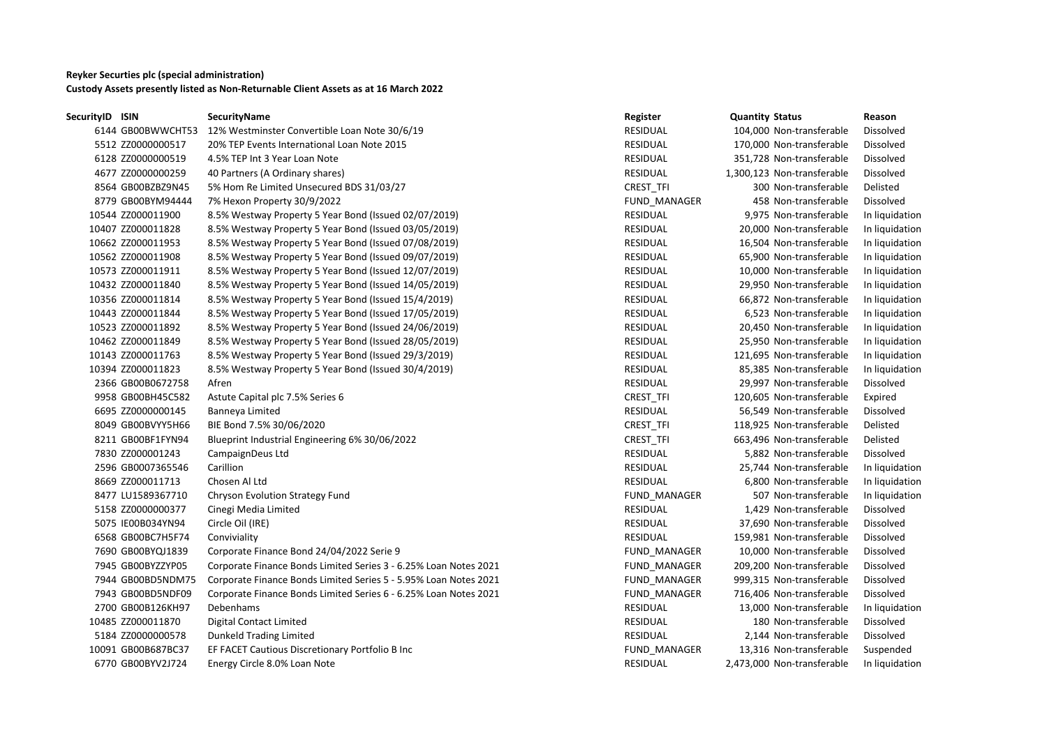**Reyker Securties plc (special administration)**

**Custody Assets presently listed as Non-Returnable Client Assets as at 16 March 2022**

| SecurityID | ISIN | SecurityName | Register | Quantity | Status | Reason |
|---|---|---|---|---|---|---|
| 6144 | GB00BWWCHT53 | 12% Westminster Convertible Loan Note 30/6/19 | RESIDUAL | 104,000 | Non-transferable | Dissolved |
| 5512 | ZZ0000000517 | 20% TEP Events International Loan Note 2015 | RESIDUAL | 170,000 | Non-transferable | Dissolved |
| 6128 | ZZ0000000519 | 4.5% TEP Int 3 Year Loan Note | RESIDUAL | 351,728 | Non-transferable | Dissolved |
| 4677 | ZZ0000000259 | 40 Partners (A Ordinary shares) | RESIDUAL | 1,300,123 | Non-transferable | Dissolved |
| 8564 | GB00BZBZ9N45 | 5% Hom Re Limited Unsecured BDS 31/03/27 | CREST_TFI | 300 | Non-transferable | Delisted |
| 8779 | GB00BYM94444 | 7% Hexon Property 30/9/2022 | FUND_MANAGER | 458 | Non-transferable | Dissolved |
| 10544 | ZZ000011900 | 8.5% Westway Property 5 Year Bond (Issued 02/07/2019) | RESIDUAL | 9,975 | Non-transferable | In liquidation |
| 10407 | ZZ000011828 | 8.5% Westway Property 5 Year Bond (Issued 03/05/2019) | RESIDUAL | 20,000 | Non-transferable | In liquidation |
| 10662 | ZZ000011953 | 8.5% Westway Property 5 Year Bond (Issued 07/08/2019) | RESIDUAL | 16,504 | Non-transferable | In liquidation |
| 10562 | ZZ000011908 | 8.5% Westway Property 5 Year Bond (Issued 09/07/2019) | RESIDUAL | 65,900 | Non-transferable | In liquidation |
| 10573 | ZZ000011911 | 8.5% Westway Property 5 Year Bond (Issued 12/07/2019) | RESIDUAL | 10,000 | Non-transferable | In liquidation |
| 10432 | ZZ000011840 | 8.5% Westway Property 5 Year Bond (Issued 14/05/2019) | RESIDUAL | 29,950 | Non-transferable | In liquidation |
| 10356 | ZZ000011814 | 8.5% Westway Property 5 Year Bond (Issued 15/4/2019) | RESIDUAL | 66,872 | Non-transferable | In liquidation |
| 10443 | ZZ000011844 | 8.5% Westway Property 5 Year Bond (Issued 17/05/2019) | RESIDUAL | 6,523 | Non-transferable | In liquidation |
| 10523 | ZZ000011892 | 8.5% Westway Property 5 Year Bond (Issued 24/06/2019) | RESIDUAL | 20,450 | Non-transferable | In liquidation |
| 10462 | ZZ000011849 | 8.5% Westway Property 5 Year Bond (Issued 28/05/2019) | RESIDUAL | 25,950 | Non-transferable | In liquidation |
| 10143 | ZZ000011763 | 8.5% Westway Property 5 Year Bond (Issued 29/3/2019) | RESIDUAL | 121,695 | Non-transferable | In liquidation |
| 10394 | ZZ000011823 | 8.5% Westway Property 5 Year Bond (Issued 30/4/2019) | RESIDUAL | 85,385 | Non-transferable | In liquidation |
| 2366 | GB00B0672758 | Afren | RESIDUAL | 29,997 | Non-transferable | Dissolved |
| 9958 | GB00BH45C582 | Astute Capital plc 7.5% Series 6 | CREST_TFI | 120,605 | Non-transferable | Expired |
| 6695 | ZZ0000000145 | Banneya Limited | RESIDUAL | 56,549 | Non-transferable | Dissolved |
| 8049 | GB00BVYY5H66 | BIE Bond 7.5% 30/06/2020 | CREST_TFI | 118,925 | Non-transferable | Delisted |
| 8211 | GB00BF1FYN94 | Blueprint Industrial Engineering 6% 30/06/2022 | CREST_TFI | 663,496 | Non-transferable | Delisted |
| 7830 | ZZ000001243 | CampaignDeus Ltd | RESIDUAL | 5,882 | Non-transferable | Dissolved |
| 2596 | GB0007365546 | Carillion | RESIDUAL | 25,744 | Non-transferable | In liquidation |
| 8669 | ZZ000011713 | Chosen Al Ltd | RESIDUAL | 6,800 | Non-transferable | In liquidation |
| 8477 | LU1589367710 | Chryson Evolution Strategy Fund | FUND_MANAGER | 507 | Non-transferable | In liquidation |
| 5158 | ZZ0000000377 | Cinegi Media Limited | RESIDUAL | 1,429 | Non-transferable | Dissolved |
| 5075 | IE00B034YN94 | Circle Oil (IRE) | RESIDUAL | 37,690 | Non-transferable | Dissolved |
| 6568 | GB00BC7H5F74 | Conviviality | RESIDUAL | 159,981 | Non-transferable | Dissolved |
| 7690 | GB00BYQJ1839 | Corporate Finance Bond 24/04/2022 Serie 9 | FUND_MANAGER | 10,000 | Non-transferable | Dissolved |
| 7945 | GB00BYZZYP05 | Corporate Finance Bonds Limited Series 3 - 6.25% Loan Notes 2021 | FUND_MANAGER | 209,200 | Non-transferable | Dissolved |
| 7944 | GB00BD5NDM75 | Corporate Finance Bonds Limited Series 5 - 5.95% Loan Notes 2021 | FUND_MANAGER | 999,315 | Non-transferable | Dissolved |
| 7943 | GB00BD5NDF09 | Corporate Finance Bonds Limited Series 6 - 6.25% Loan Notes 2021 | FUND_MANAGER | 716,406 | Non-transferable | Dissolved |
| 2700 | GB00B126KH97 | Debenhams | RESIDUAL | 13,000 | Non-transferable | In liquidation |
| 10485 | ZZ000011870 | Digital Contact Limited | RESIDUAL | 180 | Non-transferable | Dissolved |
| 5184 | ZZ0000000578 | Dunkeld Trading Limited | RESIDUAL | 2,144 | Non-transferable | Dissolved |
| 10091 | GB00B687BC37 | EF FACET Cautious Discretionary Portfolio B Inc | FUND_MANAGER | 13,316 | Non-transferable | Suspended |
| 6770 | GB00BYV2J724 | Energy Circle 8.0% Loan Note | RESIDUAL | 2,473,000 | Non-transferable | In liquidation |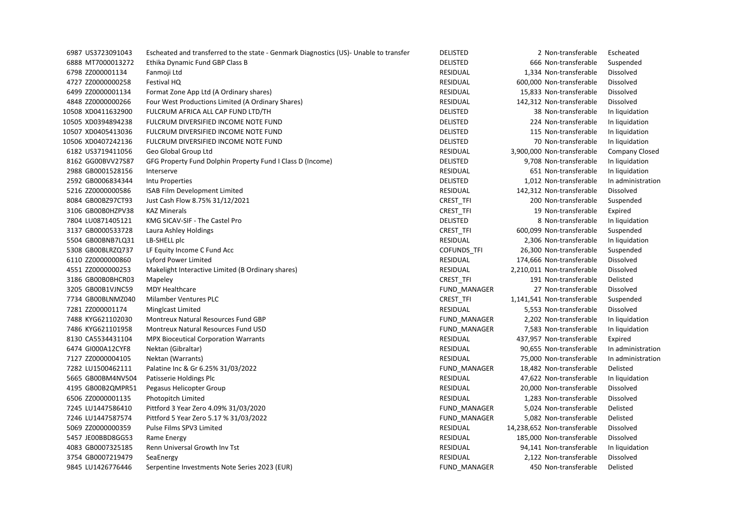| | | | | | | |
|---|---|---|---|---|---|---|
| 6987 | US3723091043 | Escheated and transferred to the state - Genmark Diagnostics (US)- Unable to transfer | DELISTED | 2 | Non-transferable | Escheated |
| 6888 | MT7000013272 | Ethika Dynamic Fund GBP Class B | DELISTED | 666 | Non-transferable | Suspended |
| 6798 | ZZ000001134 | Fanmoji Ltd | RESIDUAL | 1,334 | Non-transferable | Dissolved |
| 4727 | ZZ0000000258 | Festival HQ | RESIDUAL | 600,000 | Non-transferable | Dissolved |
| 6499 | ZZ0000001134 | Format Zone App Ltd (A Ordinary shares) | RESIDUAL | 15,833 | Non-transferable | Dissolved |
| 4848 | ZZ0000000266 | Four West Productions Limited (A Ordinary Shares) | RESIDUAL | 142,312 | Non-transferable | Dissolved |
| 10508 | XD0411632900 | FULCRUM AFRICA ALL CAP FUND LTD/TH | DELISTED | 38 | Non-transferable | In liquidation |
| 10505 | XD0394894238 | FULCRUM DIVERSIFIED INCOME NOTE FUND | DELISTED | 224 | Non-transferable | In liquidation |
| 10507 | XD0405413036 | FULCRUM DIVERSIFIED INCOME NOTE FUND | DELISTED | 115 | Non-transferable | In liquidation |
| 10506 | XD0407242136 | FULCRUM DIVERSIFIED INCOME NOTE FUND | DELISTED | 70 | Non-transferable | In liquidation |
| 6182 | US3719411056 | Geo Global Group Ltd | RESIDUAL | 3,900,000 | Non-transferable | Company Closed |
| 8162 | GG00BVV27S87 | GFG Property Fund Dolphin Property Fund I Class D (Income) | DELISTED | 9,708 | Non-transferable | In liquidation |
| 2988 | GB0001528156 | Interserve | RESIDUAL | 651 | Non-transferable | In liquidation |
| 2592 | GB0006834344 | Intu Properties | DELISTED | 1,012 | Non-transferable | In administration |
| 5216 | ZZ0000000586 | ISAB Film Development Limited | RESIDUAL | 142,312 | Non-transferable | Dissolved |
| 8084 | GB00BZ97CT93 | Just Cash Flow 8.75% 31/12/2021 | CREST_TFI | 200 | Non-transferable | Suspended |
| 3106 | GB00B0HZPV38 | KAZ Minerals | CREST_TFI | 19 | Non-transferable | Expired |
| 7804 | LU0871405121 | KMG SICAV-SIF - The Castel Pro | DELISTED | 8 | Non-transferable | In liquidation |
| 3137 | GB0000533728 | Laura Ashley Holdings | CREST_TFI | 600,099 | Non-transferable | Suspended |
| 5504 | GB00BNB7LQ31 | LB-SHELL plc | RESIDUAL | 2,306 | Non-transferable | In liquidation |
| 5308 | GB00BLRZQ737 | LF Equity Income C Fund Acc | COFUNDS_TFI | 26,300 | Non-transferable | Suspended |
| 6110 | ZZ0000000860 | Lyford Power Limited | RESIDUAL | 174,666 | Non-transferable | Dissolved |
| 4551 | ZZ0000000253 | Makelight Interactive Limited (B Ordinary shares) | RESIDUAL | 2,210,011 | Non-transferable | Dissolved |
| 3186 | GB00B0BHCR03 | Mapeley | CREST_TFI | 191 | Non-transferable | Delisted |
| 3205 | GB00B1VJNC59 | MDY Healthcare | FUND_MANAGER | 27 | Non-transferable | Dissolved |
| 7734 | GB00BLNMZ040 | Milamber Ventures PLC | CREST_TFI | 1,141,541 | Non-transferable | Suspended |
| 7281 | ZZ000001174 | Minglcast Limited | RESIDUAL | 5,553 | Non-transferable | Dissolved |
| 7488 | KYG621102030 | Montreux Natural Resources Fund GBP | FUND_MANAGER | 2,202 | Non-transferable | In liquidation |
| 7486 | KYG621101958 | Montreux Natural Resources Fund USD | FUND_MANAGER | 7,583 | Non-transferable | In liquidation |
| 8130 | CA5534431104 | MPX Bioceutical Corporation Warrants | RESIDUAL | 437,957 | Non-transferable | Expired |
| 6474 | GI000A12CYF8 | Nektan (Gibraltar) | RESIDUAL | 90,655 | Non-transferable | In administration |
| 7127 | ZZ0000004105 | Nektan (Warrants) | RESIDUAL | 75,000 | Non-transferable | In administration |
| 7282 | LU1500462111 | Palatine Inc & Gr 6.25% 31/03/2022 | FUND_MANAGER | 18,482 | Non-transferable | Delisted |
| 5665 | GB00BM4NV504 | Patisserie Holdings Plc | RESIDUAL | 47,622 | Non-transferable | In liquidation |
| 4195 | GB00B2QMPR51 | Pegasus Helicopter Group | RESIDUAL | 20,000 | Non-transferable | Dissolved |
| 6506 | ZZ0000001135 | Photopitch Limited | RESIDUAL | 1,283 | Non-transferable | Dissolved |
| 7245 | LU1447586410 | Pittford 3 Year Zero 4.09% 31/03/2020 | FUND_MANAGER | 5,024 | Non-transferable | Delisted |
| 7246 | LU1447587574 | Pittford 5 Year Zero 5.17 % 31/03/2022 | FUND_MANAGER | 5,082 | Non-transferable | Delisted |
| 5069 | ZZ0000000359 | Pulse Films SPV3 Limited | RESIDUAL | 14,238,652 | Non-transferable | Dissolved |
| 5457 | JE00BBD8GG53 | Rame Energy | RESIDUAL | 185,000 | Non-transferable | Dissolved |
| 4083 | GB0007325185 | Renn Universal Growth Inv Tst | RESIDUAL | 94,141 | Non-transferable | In liquidation |
| 3754 | GB0007219479 | SeaEnergy | RESIDUAL | 2,122 | Non-transferable | Dissolved |
| 9845 | LU1426776446 | Serpentine Investments Note Series 2023 (EUR) | FUND_MANAGER | 450 | Non-transferable | Delisted |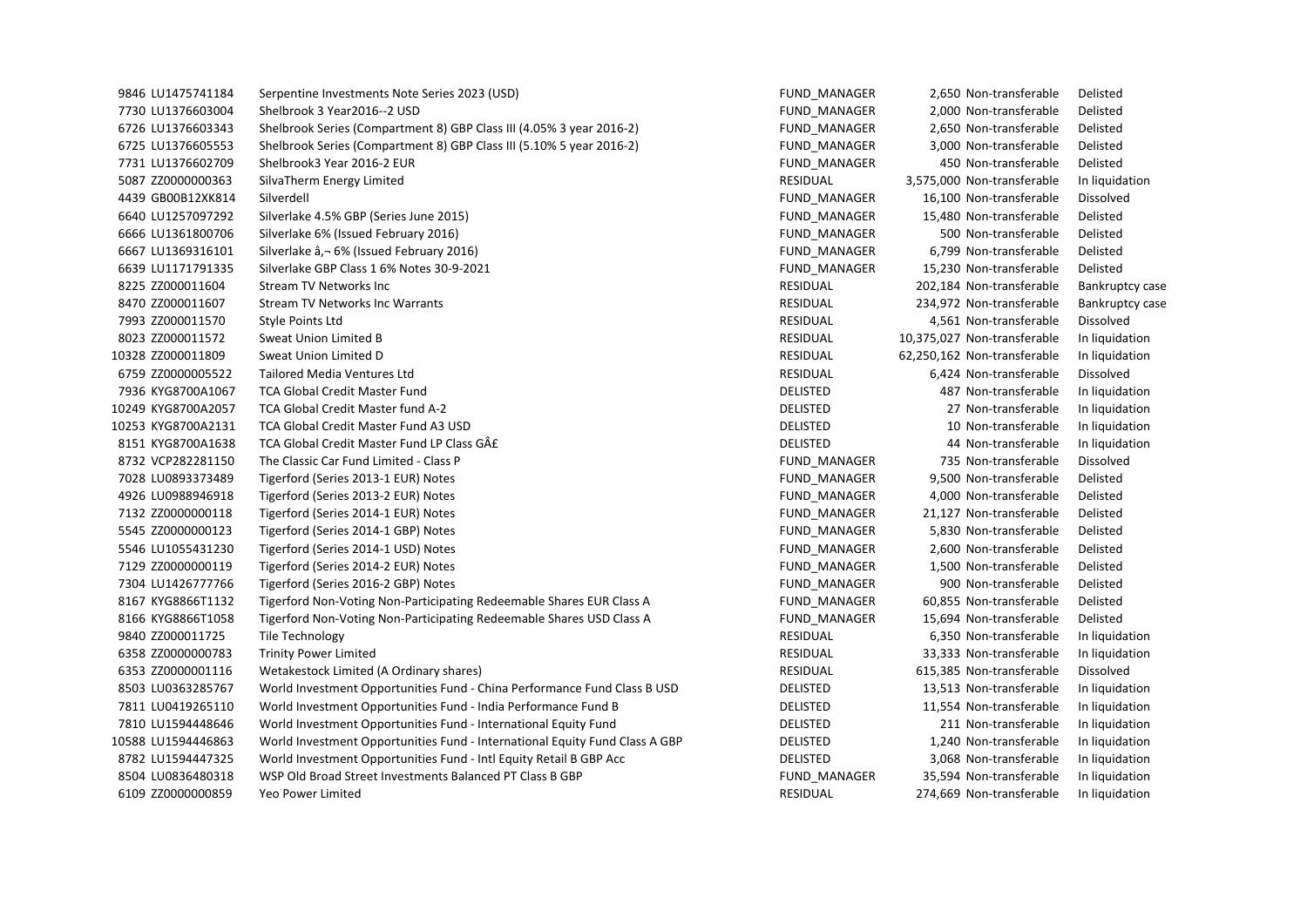| | | | | | | |
|---|---|---|---|---|---|---|
| 9846 | LU1475741184 | Serpentine Investments Note Series 2023 (USD) | FUND_MANAGER | 2,650 | Non-transferable | Delisted |
| 7730 | LU1376603004 | Shelbrook 3 Year2016--2 USD | FUND_MANAGER | 2,000 | Non-transferable | Delisted |
| 6726 | LU1376603343 | Shelbrook Series (Compartment 8) GBP Class III (4.05% 3 year 2016-2) | FUND_MANAGER | 2,650 | Non-transferable | Delisted |
| 6725 | LU1376605553 | Shelbrook Series (Compartment 8) GBP Class III (5.10% 5 year 2016-2) | FUND_MANAGER | 3,000 | Non-transferable | Delisted |
| 7731 | LU1376602709 | Shelbrook3 Year 2016-2 EUR | FUND_MANAGER | 450 | Non-transferable | Delisted |
| 5087 | ZZ0000000363 | SilvaTherm Energy Limited | RESIDUAL | 3,575,000 | Non-transferable | In liquidation |
| 4439 | GB00B12XK814 | Silverdell | FUND_MANAGER | 16,100 | Non-transferable | Dissolved |
| 6640 | LU1257097292 | Silverlake 4.5% GBP (Series June 2015) | FUND_MANAGER | 15,480 | Non-transferable | Delisted |
| 6666 | LU1361800706 | Silverlake 6% (Issued February 2016) | FUND_MANAGER | 500 | Non-transferable | Delisted |
| 6667 | LU1369316101 | Silverlake â‚¬ 6% (Issued February 2016) | FUND_MANAGER | 6,799 | Non-transferable | Delisted |
| 6639 | LU1171791335 | Silverlake GBP Class 1 6% Notes 30-9-2021 | FUND_MANAGER | 15,230 | Non-transferable | Delisted |
| 8225 | ZZ000011604 | Stream TV Networks Inc | RESIDUAL | 202,184 | Non-transferable | Bankruptcy case |
| 8470 | ZZ000011607 | Stream TV Networks Inc Warrants | RESIDUAL | 234,972 | Non-transferable | Bankruptcy case |
| 7993 | ZZ000011570 | Style Points Ltd | RESIDUAL | 4,561 | Non-transferable | Dissolved |
| 8023 | ZZ000011572 | Sweat Union Limited B | RESIDUAL | 10,375,027 | Non-transferable | In liquidation |
| 10328 | ZZ000011809 | Sweat Union Limited D | RESIDUAL | 62,250,162 | Non-transferable | In liquidation |
| 6759 | ZZ0000005522 | Tailored Media Ventures Ltd | RESIDUAL | 6,424 | Non-transferable | Dissolved |
| 7936 | KYG8700A1067 | TCA Global Credit Master Fund | DELISTED | 487 | Non-transferable | In liquidation |
| 10249 | KYG8700A2057 | TCA Global Credit Master fund A-2 | DELISTED | 27 | Non-transferable | In liquidation |
| 10253 | KYG8700A2131 | TCA Global Credit Master Fund A3 USD | DELISTED | 10 | Non-transferable | In liquidation |
| 8151 | KYG8700A1638 | TCA Global Credit Master Fund LP Class GÂ£ | DELISTED | 44 | Non-transferable | In liquidation |
| 8732 | VCP282281150 | The Classic Car Fund Limited - Class P | FUND_MANAGER | 735 | Non-transferable | Dissolved |
| 7028 | LU0893373489 | Tigerford (Series 2013-1 EUR) Notes | FUND_MANAGER | 9,500 | Non-transferable | Delisted |
| 4926 | LU0988946918 | Tigerford (Series 2013-2 EUR) Notes | FUND_MANAGER | 4,000 | Non-transferable | Delisted |
| 7132 | ZZ0000000118 | Tigerford (Series 2014-1 EUR) Notes | FUND_MANAGER | 21,127 | Non-transferable | Delisted |
| 5545 | ZZ0000000123 | Tigerford (Series 2014-1 GBP) Notes | FUND_MANAGER | 5,830 | Non-transferable | Delisted |
| 5546 | LU1055431230 | Tigerford (Series 2014-1 USD) Notes | FUND_MANAGER | 2,600 | Non-transferable | Delisted |
| 7129 | ZZ0000000119 | Tigerford (Series 2014-2 EUR) Notes | FUND_MANAGER | 1,500 | Non-transferable | Delisted |
| 7304 | LU1426777766 | Tigerford (Series 2016-2 GBP) Notes | FUND_MANAGER | 900 | Non-transferable | Delisted |
| 8167 | KYG8866T1132 | Tigerford Non-Voting Non-Participating Redeemable Shares EUR Class A | FUND_MANAGER | 60,855 | Non-transferable | Delisted |
| 8166 | KYG8866T1058 | Tigerford Non-Voting Non-Participating Redeemable Shares USD Class A | FUND_MANAGER | 15,694 | Non-transferable | Delisted |
| 9840 | ZZ000011725 | Tile Technology | RESIDUAL | 6,350 | Non-transferable | In liquidation |
| 6358 | ZZ0000000783 | Trinity Power Limited | RESIDUAL | 33,333 | Non-transferable | In liquidation |
| 6353 | ZZ0000001116 | Wetakestock Limited (A Ordinary shares) | RESIDUAL | 615,385 | Non-transferable | Dissolved |
| 8503 | LU0363285767 | World Investment Opportunities Fund - China Performance Fund Class B USD | DELISTED | 13,513 | Non-transferable | In liquidation |
| 7811 | LU0419265110 | World Investment Opportunities Fund - India Performance Fund B | DELISTED | 11,554 | Non-transferable | In liquidation |
| 7810 | LU1594448646 | World Investment Opportunities Fund - International Equity Fund | DELISTED | 211 | Non-transferable | In liquidation |
| 10588 | LU1594446863 | World Investment Opportunities Fund - International Equity Fund Class A GBP | DELISTED | 1,240 | Non-transferable | In liquidation |
| 8782 | LU1594447325 | World Investment Opportunities Fund - Intl Equity Retail B GBP Acc | DELISTED | 3,068 | Non-transferable | In liquidation |
| 8504 | LU0836480318 | WSP Old Broad Street Investments Balanced PT Class B GBP | FUND_MANAGER | 35,594 | Non-transferable | In liquidation |
| 6109 | ZZ0000000859 | Yeo Power Limited | RESIDUAL | 274,669 | Non-transferable | In liquidation |